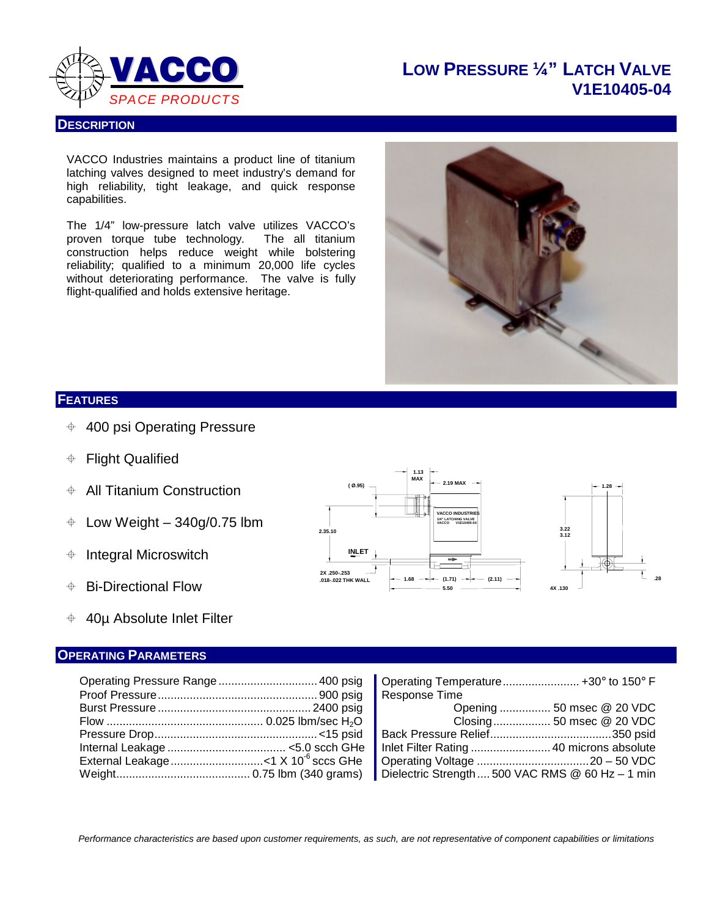# VACCO SPACE PRODUCTS

# LOW PRESSURE ¼" LATCH VALVE
# V1E10405-04

## DESCRIPTION

VACCO Industries maintains a product line of titanium latching valves designed to meet industry's demand for high reliability, tight leakage, and quick response capabilities.

The 1/4" low-pressure latch valve utilizes VACCO's proven torque tube technology. The all titanium construction helps reduce weight while bolstering reliability; qualified to a minimum 20,000 life cycles without deteriorating performance. The valve is fully flight-qualified and holds extensive heritage.

## FEATURES

- 400 psi Operating Pressure
- Flight Qualified
- All Titanium Construction
- Low Weight – 340g/0.75 lbm
- Integral Microswitch
- Bi-Directional Flow
- 40µ Absolute Inlet Filter

## OPERATING PARAMETERS

| Parameter | Value |
|---|---|
| Operating Pressure Range | 400 psig |
| Proof Pressure | 900 psig |
| Burst Pressure | 2400 psig |
| Flow | 0.025 lbm/sec $H_2O$ |
| Pressure Drop | <15 psid |
| Internal Leakage | <5.0 scch GHe |
| External Leakage | $<1 \times 10^{-6}$ sccs GHe |
| Weight | 0.75 lbm (340 grams) |
| Operating Temperature | +30° to 150° F |
| Response Time – Opening | 50 msec @ 20 VDC |
| Response Time – Closing | 50 msec @ 20 VDC |
| Back Pressure Relief | 350 psid |
| Inlet Filter Rating | 40 microns absolute |
| Operating Voltage | 20 – 50 VDC |
| Dielectric Strength | 500 VAC RMS @ 60 Hz – 1 min |

*Performance characteristics are based upon customer requirements, as such, are not representative of component capabilities or limitations*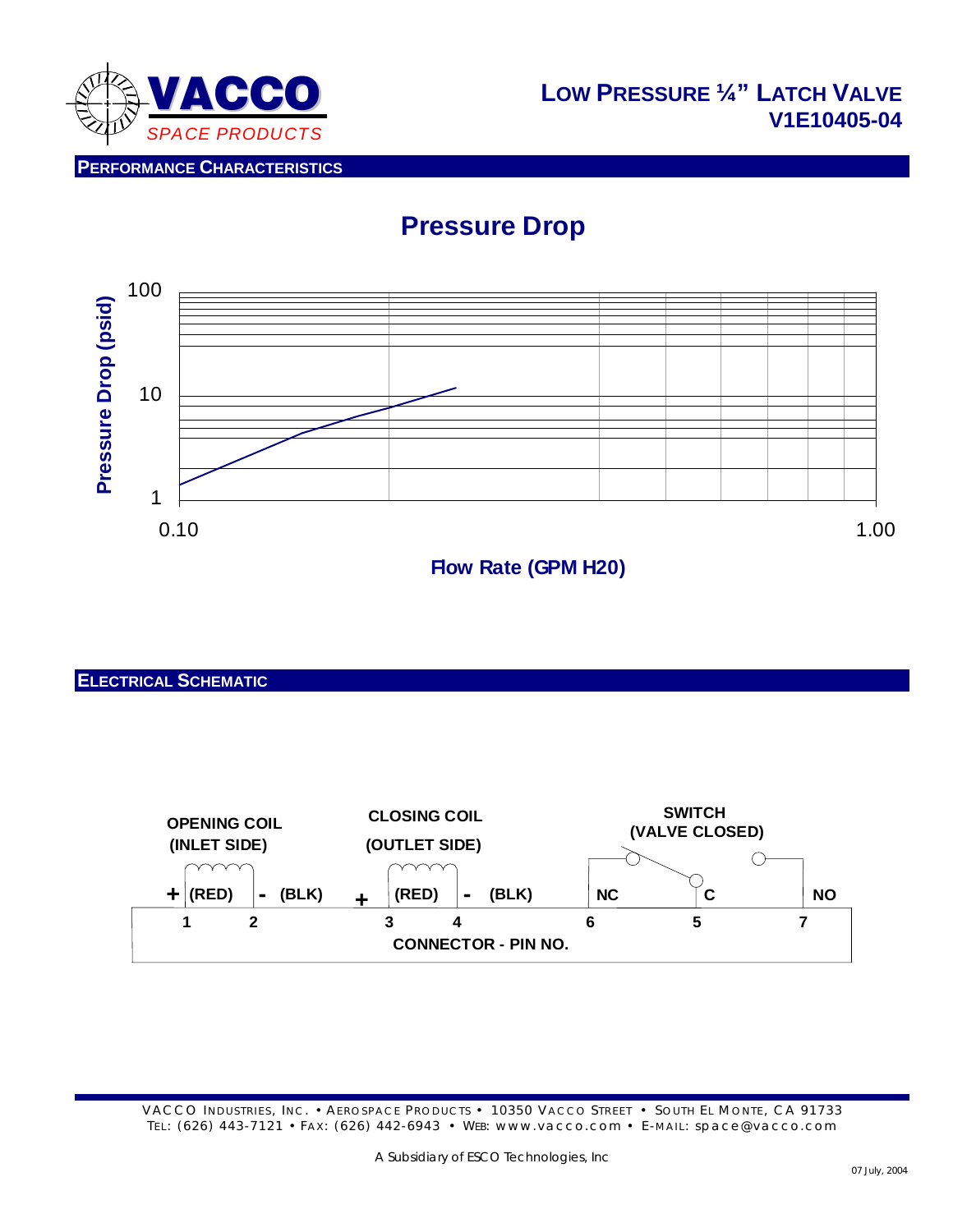# LOW PRESSURE ¼" LATCH VALVE
## V1E10405-04

## PERFORMANCE CHARACTERISTICS

### Pressure Drop

Pressure Drop (psid): 1, 10, 100

Flow Rate (GPM H20): 0.10, 1.00

## ELECTRICAL SCHEMATIC

OPENING COIL (INLET SIDE)

+ (RED) - (BLK)

CLOSING COIL (OUTLET SIDE)

+ (RED) - (BLK)

SWITCH (VALVE CLOSED)

NC C NO

1 2 3 4 6 5 7

CONNECTOR - PIN NO.

---

VACCO INDUSTRIES, INC. • AEROSPACE PRODUCTS • 10350 VACCO STREET • SOUTH EL MONTE, CA 91733
TEL: (626) 443-7121 • FAX: (626) 442-6943 • WEB: www.vacco.com • E-MAIL: space@vacco.com

A Subsidiary of ESCO Technologies, Inc

07 July, 2004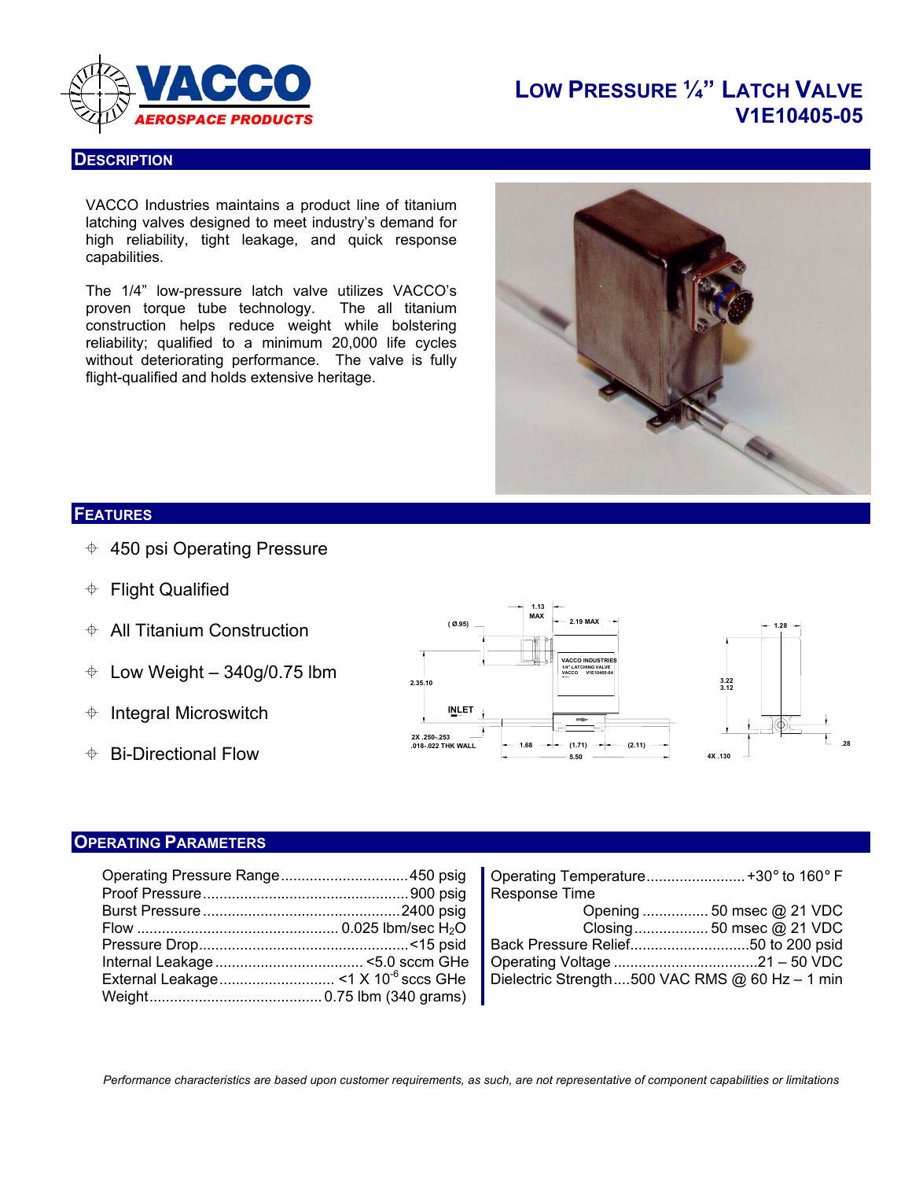# VACCO AEROSPACE PRODUCTS

# Low Pressure ¼" Latch Valve V1E10405-05

## Description

VACCO Industries maintains a product line of titanium latching valves designed to meet industry's demand for high reliability, tight leakage, and quick response capabilities.

The 1/4" low-pressure latch valve utilizes VACCO's proven torque tube technology. The all titanium construction helps reduce weight while bolstering reliability; qualified to a minimum 20,000 life cycles without deteriorating performance. The valve is fully flight-qualified and holds extensive heritage.

## Features

- 450 psi Operating Pressure
- Flight Qualified
- All Titanium Construction
- Low Weight – 340g/0.75 lbm
- Integral Microswitch
- Bi-Directional Flow

## Operating Parameters

| Parameter | Value |
|---|---|
| Operating Pressure Range | 450 psig |
| Proof Pressure | 900 psig |
| Burst Pressure | 2400 psig |
| Flow | 0.025 lbm/sec $H_2O$ |
| Pressure Drop | <15 psid |
| Internal Leakage | <5.0 sccm GHe |
| External Leakage | <1 X $10^{-6}$ sccs GHe |
| Weight | 0.75 lbm (340 grams) |
| Operating Temperature | +30° to 160° F |
| Response Time – Opening | 50 msec @ 21 VDC |
| Response Time – Closing | 50 msec @ 21 VDC |
| Back Pressure Relief | 50 to 200 psid |
| Operating Voltage | 21 – 50 VDC |
| Dielectric Strength | 500 VAC RMS @ 60 Hz – 1 min |

*Performance characteristics are based upon customer requirements, as such, are not representative of component capabilities or limitations*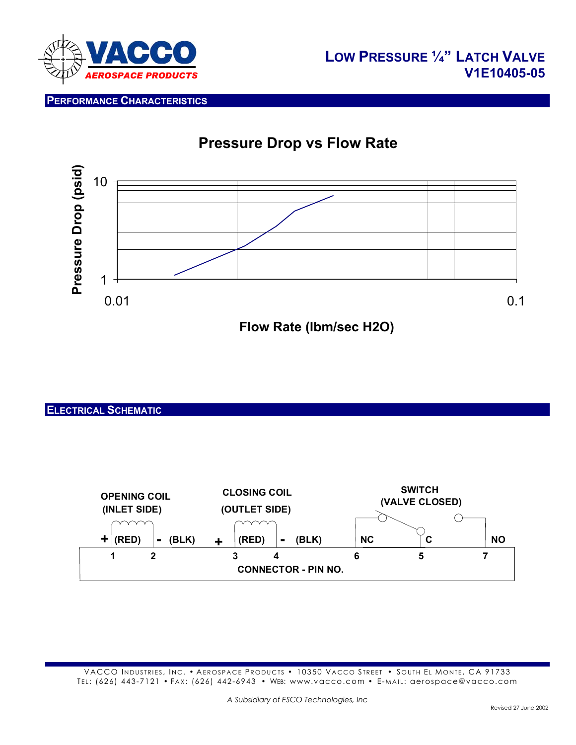# LOW PRESSURE ¼" LATCH VALVE
## V1E10405-05

## PERFORMANCE CHARACTERISTICS

### Pressure Drop vs Flow Rate

Pressure Drop (psid)

10

1

0.01

0.1

Flow Rate (lbm/sec H2O)

## ELECTRICAL SCHEMATIC

OPENING COIL (INLET SIDE)

CLOSING COIL (OUTLET SIDE)

SWITCH (VALVE CLOSED)

+ (RED) - (BLK) + (RED) - (BLK) NC C NO

1 2 3 4 6 5 7

CONNECTOR - PIN NO.

VACCO INDUSTRIES, INC. • AEROSPACE PRODUCTS • 10350 VACCO STREET • SOUTH EL MONTE, CA 91733
TEL: (626) 443-7121 • FAX: (626) 442-6943 • WEB: www.vacco.com • E-MAIL: aerospace@vacco.com

*A Subsidiary of ESCO Technologies, Inc*

Revised 27 June 2002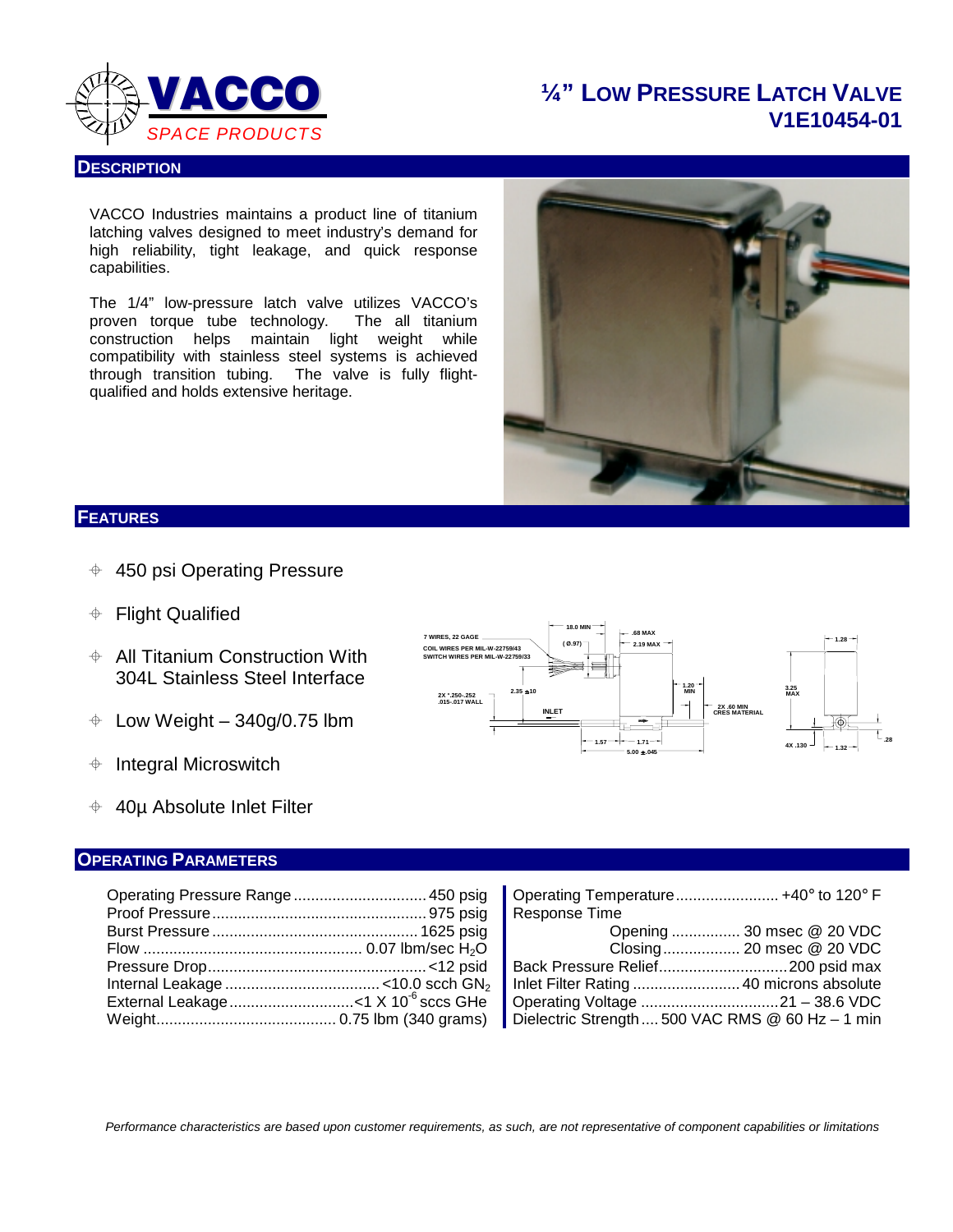# ¼" Low Pressure Latch Valve V1E10454-01

VACCO SPACE PRODUCTS

## Description

VACCO Industries maintains a product line of titanium latching valves designed to meet industry's demand for high reliability, tight leakage, and quick response capabilities.

The 1/4" low-pressure latch valve utilizes VACCO's proven torque tube technology. The all titanium construction helps maintain light weight while compatibility with stainless steel systems is achieved through transition tubing. The valve is fully flight-qualified and holds extensive heritage.

## Features

- 450 psi Operating Pressure
- Flight Qualified
- All Titanium Construction With 304L Stainless Steel Interface
- Low Weight – 340g/0.75 lbm
- Integral Microswitch
- 40µ Absolute Inlet Filter

## Operating Parameters

| Parameter | Value |
|---|---|
| Operating Pressure Range | 450 psig |
| Proof Pressure | 975 psig |
| Burst Pressure | 1625 psig |
| Flow | 0.07 lbm/sec $H_2O$ |
| Pressure Drop | <12 psid |
| Internal Leakage | <10.0 scch $GN_2$ |
| External Leakage | <1 X $10^{-6}$ sccs GHe |
| Weight | 0.75 lbm (340 grams) |
| Operating Temperature | +40° to 120° F |
| Response Time – Opening | 30 msec @ 20 VDC |
| Response Time – Closing | 20 msec @ 20 VDC |
| Back Pressure Relief | 200 psid max |
| Inlet Filter Rating | 40 microns absolute |
| Operating Voltage | 21 – 38.6 VDC |
| Dielectric Strength | 500 VAC RMS @ 60 Hz – 1 min |

*Performance characteristics are based upon customer requirements, as such, are not representative of component capabilities or limitations*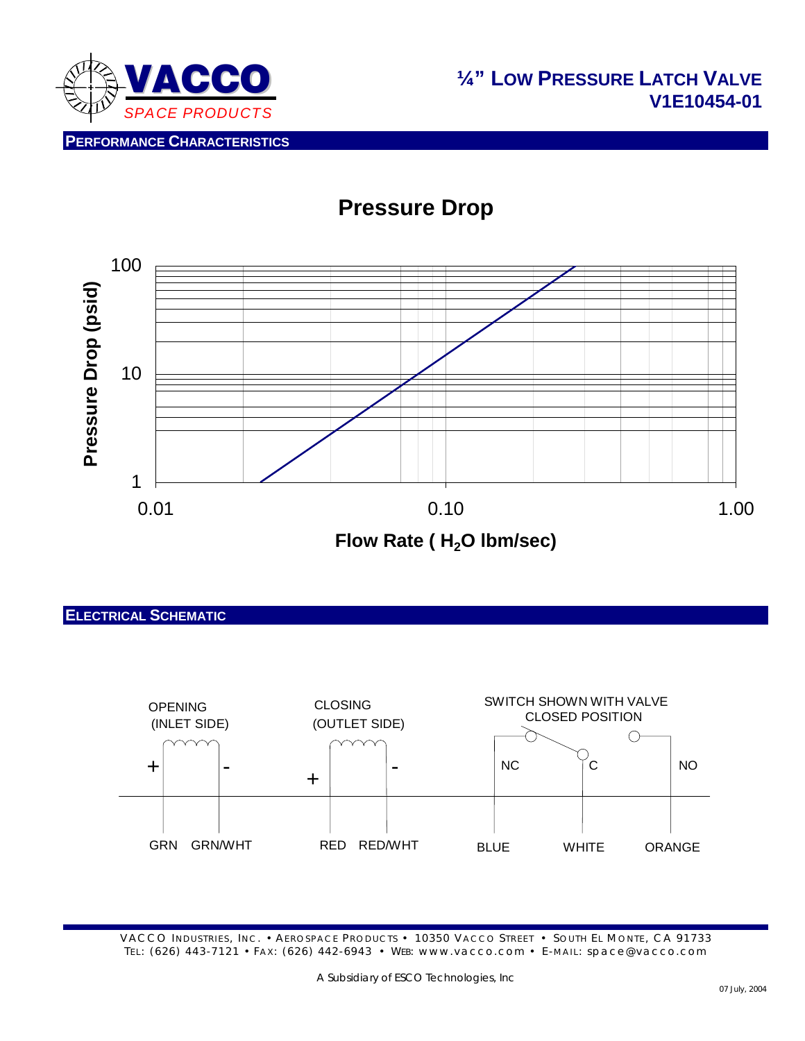# ¼" LOW PRESSURE LATCH VALVE
## V1E10454-01

## PERFORMANCE CHARACTERISTICS

### Pressure Drop

Pressure Drop (psid): 1, 10, 100

Flow Rate ( $H_2O$ lbm/sec): 0.01, 0.10, 1.00

## ELECTRICAL SCHEMATIC

OPENING (INLET SIDE): + GRN, - GRN/WHT

CLOSING (OUTLET SIDE): + RED, - RED/WHT

SWITCH SHOWN WITH VALVE CLOSED POSITION

NC – BLUE, C – WHITE, NO – ORANGE

VACCO INDUSTRIES, INC. • AEROSPACE PRODUCTS • 10350 VACCO STREET • SOUTH EL MONTE, CA 91733
TEL: (626) 443-7121 • FAX: (626) 442-6943 • WEB: www.vacco.com • E-MAIL: space@vacco.com

A Subsidiary of ESCO Technologies, Inc

07 July, 2004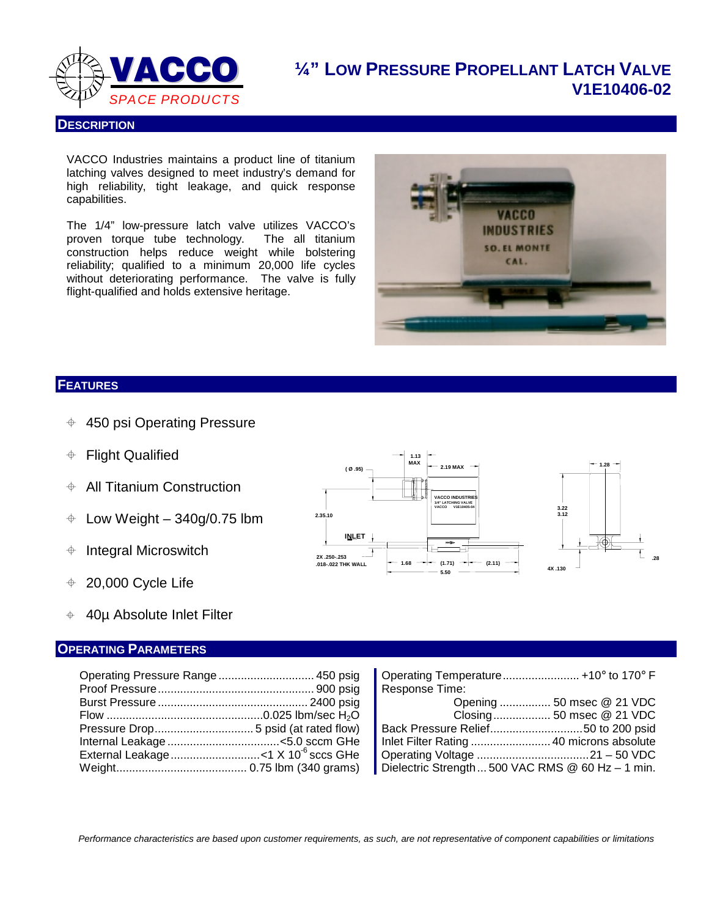# ¼" Low Pressure Propellant Latch Valve V1E10406-02

VACCO SPACE PRODUCTS

## Description

VACCO Industries maintains a product line of titanium latching valves designed to meet industry's demand for high reliability, tight leakage, and quick response capabilities.

The 1/4" low-pressure latch valve utilizes VACCO's proven torque tube technology. The all titanium construction helps reduce weight while bolstering reliability; qualified to a minimum 20,000 life cycles without deteriorating performance. The valve is fully flight-qualified and holds extensive heritage.

## Features

- 450 psi Operating Pressure
- Flight Qualified
- All Titanium Construction
- Low Weight – 340g/0.75 lbm
- Integral Microswitch
- 20,000 Cycle Life
- 40µ Absolute Inlet Filter

## Operating Parameters

| Parameter | Value |
|---|---|
| Operating Pressure Range | 450 psig |
| Proof Pressure | 900 psig |
| Burst Pressure | 2400 psig |
| Flow | 0.025 lbm/sec $H_2O$ |
| Pressure Drop | 5 psid (at rated flow) |
| Internal Leakage | <5.0 sccm GHe |
| External Leakage | <1 X $10^{-6}$ sccs GHe |
| Weight | 0.75 lbm (340 grams) |
| Operating Temperature | +10° to 170° F |
| Response Time: Opening | 50 msec @ 21 VDC |
| Response Time: Closing | 50 msec @ 21 VDC |
| Back Pressure Relief | 50 to 200 psid |
| Inlet Filter Rating | 40 microns absolute |
| Operating Voltage | 21 – 50 VDC |
| Dielectric Strength | 500 VAC RMS @ 60 Hz – 1 min. |

*Performance characteristics are based upon customer requirements, as such, are not representative of component capabilities or limitations*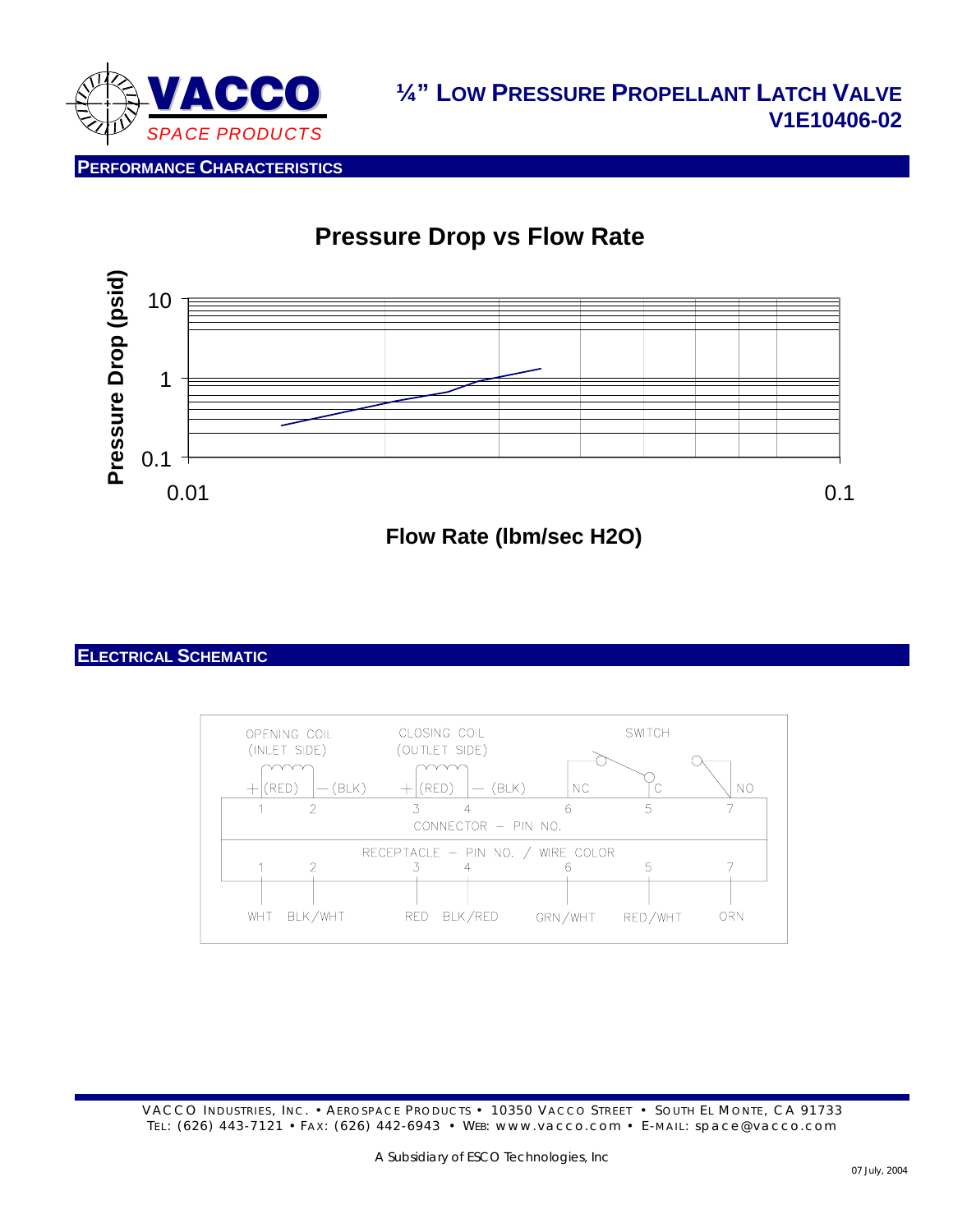# ¼" Low Pressure Propellant Latch Valve V1E10406-02

## Performance Characteristics

**Pressure Drop vs Flow Rate**

Pressure Drop (psid): 0.1, 1, 10

Flow Rate (lbm/sec H2O): 0.01, 0.1

## Electrical Schematic

| OPENING COIL (INLET SIDE) | | CLOSING COIL (OUTLET SIDE) | | SWITCH | | |
|---|---|---|---|---|---|---|
| + (RED) | − (BLK) | + (RED) | − (BLK) | NC | C | NO |
| **CONNECTOR − PIN NO.** | | | | | | |
| 1 | 2 | 3 | 4 | 6 | 5 | 7 |
| **RECEPTACLE − PIN NO. / WIRE COLOR** | | | | | | |
| 1 | 2 | 3 | 4 | 6 | 5 | 7 |
| WHT | BLK/WHT | RED | BLK/RED | GRN/WHT | RED/WHT | ORN |

VACCO Industries, Inc. • Aerospace Products • 10350 Vacco Street • South El Monte, CA 91733
Tel: (626) 443-7121 • Fax: (626) 442-6943 • Web: www.vacco.com • E-mail: space@vacco.com

A Subsidiary of ESCO Technologies, Inc

07 July, 2004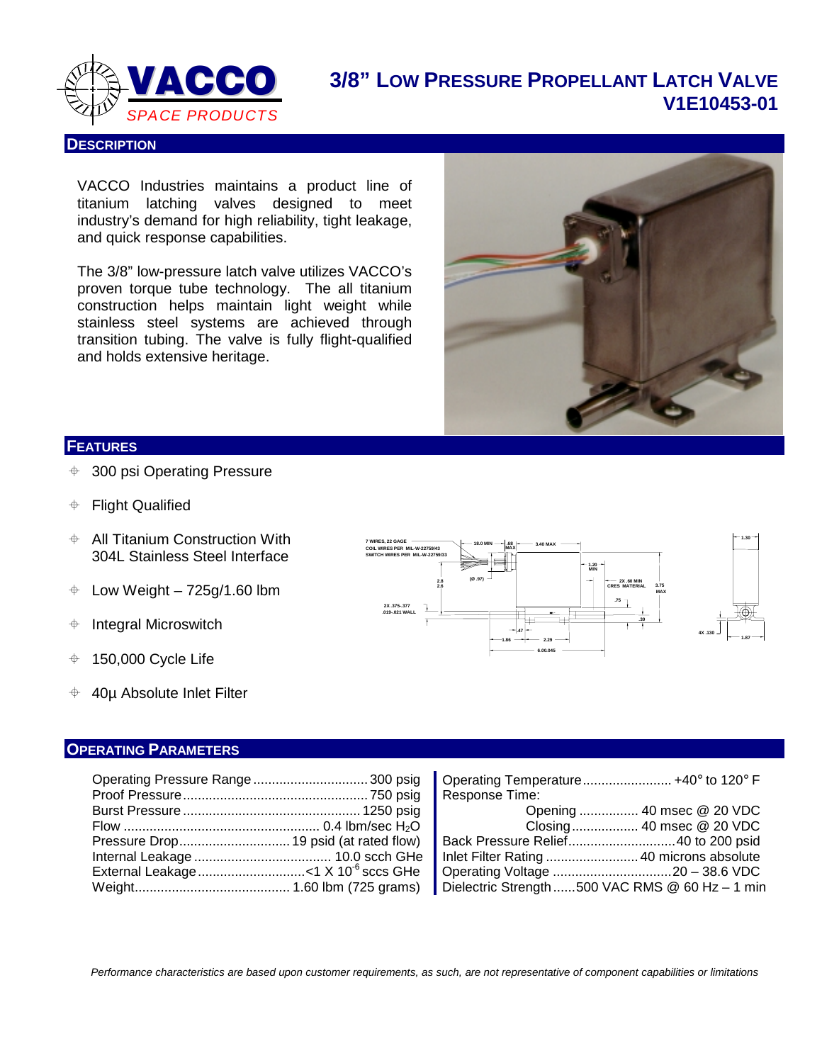# VACCO SPACE PRODUCTS

# 3/8" Low Pressure Propellant Latch Valve V1E10453-01

## Description

VACCO Industries maintains a product line of titanium latching valves designed to meet industry's demand for high reliability, tight leakage, and quick response capabilities.

The 3/8" low-pressure latch valve utilizes VACCO's proven torque tube technology. The all titanium construction helps maintain light weight while stainless steel systems are achieved through transition tubing. The valve is fully flight-qualified and holds extensive heritage.

## Features

- 300 psi Operating Pressure
- Flight Qualified
- All Titanium Construction With 304L Stainless Steel Interface
- Low Weight – 725g/1.60 lbm
- Integral Microswitch
- 150,000 Cycle Life
- 40µ Absolute Inlet Filter

## Operating Parameters

| Parameter | Value |
|---|---|
| Operating Pressure Range | 300 psig |
| Proof Pressure | 750 psig |
| Burst Pressure | 1250 psig |
| Flow | 0.4 lbm/sec $H_2O$ |
| Pressure Drop | 19 psid (at rated flow) |
| Internal Leakage | 10.0 scch GHe |
| External Leakage | <1 X $10^{-6}$ sccs GHe |
| Weight | 1.60 lbm (725 grams) |

| Parameter | Value |
|---|---|
| Operating Temperature | +40° to 120° F |
| Response Time: | |
| Opening | 40 msec @ 20 VDC |
| Closing | 40 msec @ 20 VDC |
| Back Pressure Relief | 40 to 200 psid |
| Inlet Filter Rating | 40 microns absolute |
| Operating Voltage | 20 – 38.6 VDC |
| Dielectric Strength | 500 VAC RMS @ 60 Hz – 1 min |

*Performance characteristics are based upon customer requirements, as such, are not representative of component capabilities or limitations*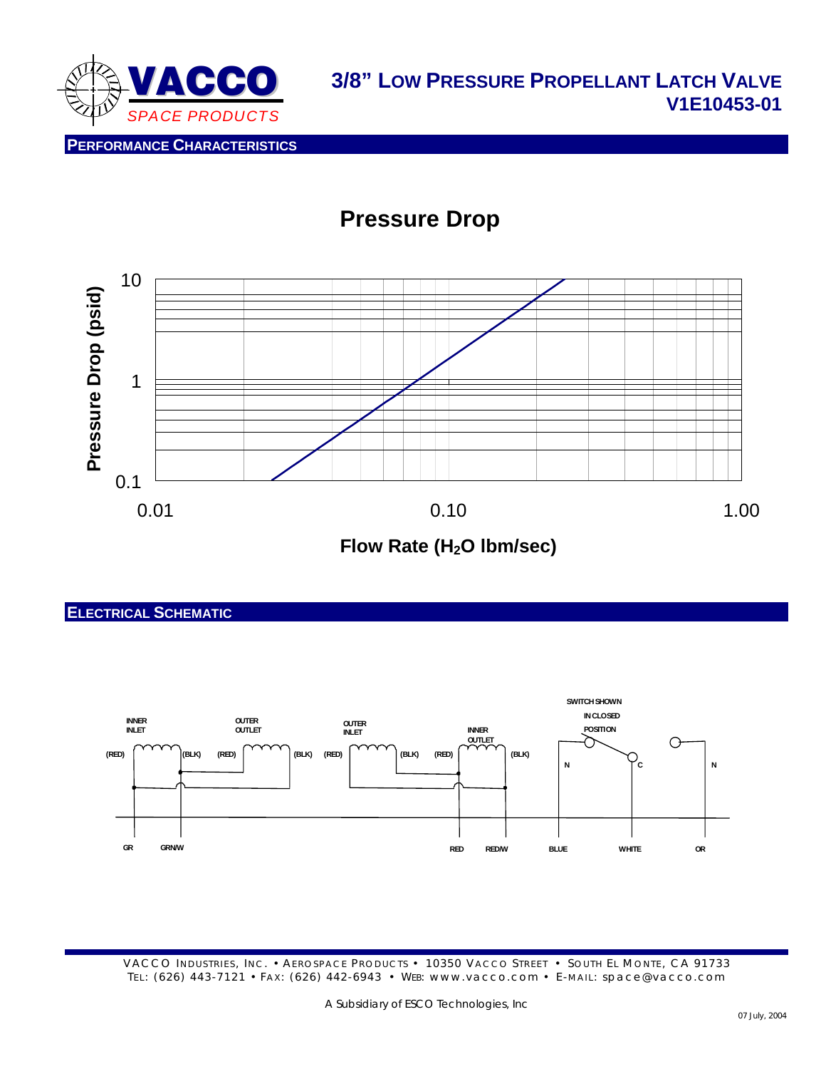# VACCO SPACE PRODUCTS

## 3/8" LOW PRESSURE PROPELLANT LATCH VALVE V1E10453-01

## PERFORMANCE CHARACTERISTICS

### Pressure Drop

Pressure Drop (psid)

10

1

0.1

0.01 0.10 1.00

Flow Rate ($H_2O$ lbm/sec)

## ELECTRICAL SCHEMATIC

INNER INLET (RED) (BLK) OUTER OUTLET (RED) (BLK) OUTER INLET (RED) (BLK) INNER OUTLET (RED) (BLK)

SWITCH SHOWN IN CLOSED POSITION

N C N

GR GRN/W RED RED/W BLUE WHITE OR

VACCO INDUSTRIES, INC. • AEROSPACE PRODUCTS • 10350 VACCO STREET • SOUTH EL MONTE, CA 91733
TEL: (626) 443-7121 • FAX: (626) 442-6943 • WEB: www.vacco.com • E-MAIL: space@vacco.com

A Subsidiary of ESCO Technologies, Inc

07 July, 2004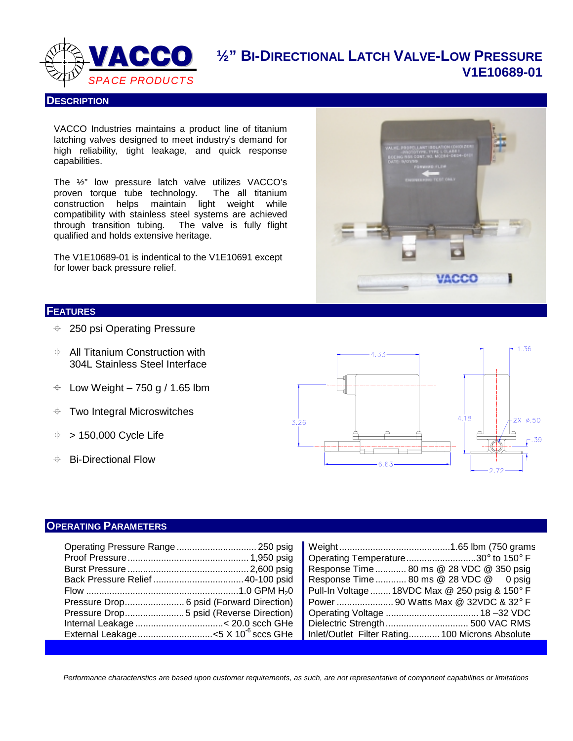# ½" BI-DIRECTIONAL LATCH VALVE-LOW PRESSURE
## V1E10689-01

VACCO SPACE PRODUCTS

## DESCRIPTION

VACCO Industries maintains a product line of titanium latching valves designed to meet industry's demand for high reliability, tight leakage, and quick response capabilities.

The ½" low pressure latch valve utilizes VACCO's proven torque tube technology. The all titanium construction helps maintain light weight while compatibility with stainless steel systems are achieved through transition tubing. The valve is fully flight qualified and holds extensive heritage.

The V1E10689-01 is indentical to the V1E10691 except for lower back pressure relief.

## FEATURES

- 250 psi Operating Pressure
- All Titanium Construction with 304L Stainless Steel Interface
- Low Weight – 750 g / 1.65 lbm
- Two Integral Microswitches
- > 150,000 Cycle Life
- Bi-Directional Flow

## OPERATING PARAMETERS

| Parameter | Value | Parameter | Value |
|---|---|---|---|
| Operating Pressure Range | 250 psig | Weight | 1.65 lbm (750 grams |
| Proof Pressure | 1,950 psig | Operating Temperature | 30° to 150° F |
| Burst Pressure | 2,600 psig | Response Time | 80 ms @ 28 VDC @ 350 psig |
| Back Pressure Relief | 40-100 psid | Response Time | 80 ms @ 28 VDC @ 0 psig |
| Flow | 1.0 GPM $H_2O$ | Pull-In Voltage | 18VDC Max @ 250 psig & 150° F |
| Pressure Drop | 6 psid (Forward Direction) | Power | 90 Watts Max @ 32VDC & 32° F |
| Pressure Drop | 5 psid (Reverse Direction) | Operating Voltage | 18 –32 VDC |
| Internal Leakage | < 20.0 scch GHe | Dielectric Strength | 500 VAC RMS |
| External Leakage | <5 X $10^{-6}$ sccs GHe | Inlet/Outlet Filter Rating | 100 Microns Absolute |

*Performance characteristics are based upon customer requirements, as such, are not representative of component capabilities or limitations*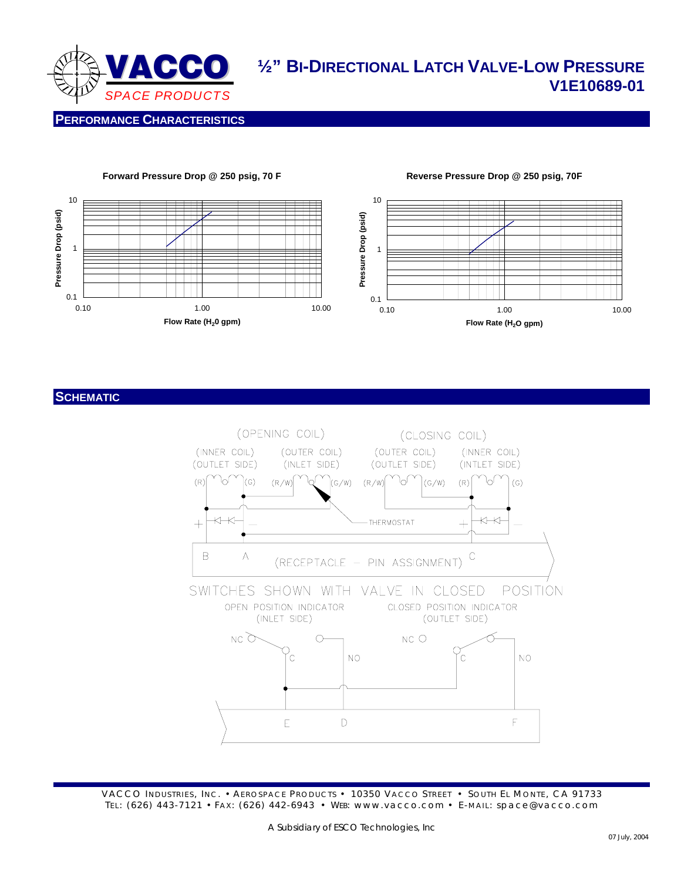# ½" Bi-Directional Latch Valve-Low Pressure V1E10689-01

VACCO SPACE PRODUCTS

## Performance Characteristics

**Forward Pressure Drop @ 250 psig, 70 F**

Pressure Drop (psid) vs. Flow Rate ($H_2O$ gpm)

**Reverse Pressure Drop @ 250 psig, 70F**

Pressure Drop (psid) vs. Flow Rate ($H_2O$ gpm)

## Schematic

(OPENING COIL) (INNER COIL) (OUTLET SIDE) (R) (G) (OUTER COIL) (INLET SIDE) (R/W) (G/W)

(CLOSING COIL) (OUTER COIL) (OUTLET SIDE) (R/W) (G/W) (INNER COIL) (INTLET SIDE) (R) (G)

THERMOSTAT

B A (RECEPTACLE – PIN ASSIGNMENT) C

SWITCHES SHOWN WITH VALVE IN CLOSED POSITION

OPEN POSITION INDICATOR (INLET SIDE) NC C NO

CLOSED POSITION INDICATOR (OUTLET SIDE) NC C NO

E D F

VACCO Industries, Inc. • Aerospace Products • 10350 Vacco Street • South El Monte, CA 91733
Tel: (626) 443-7121 • Fax: (626) 442-6943 • Web: www.vacco.com • E-mail: space@vacco.com

A Subsidiary of ESCO Technologies, Inc

07 July, 2004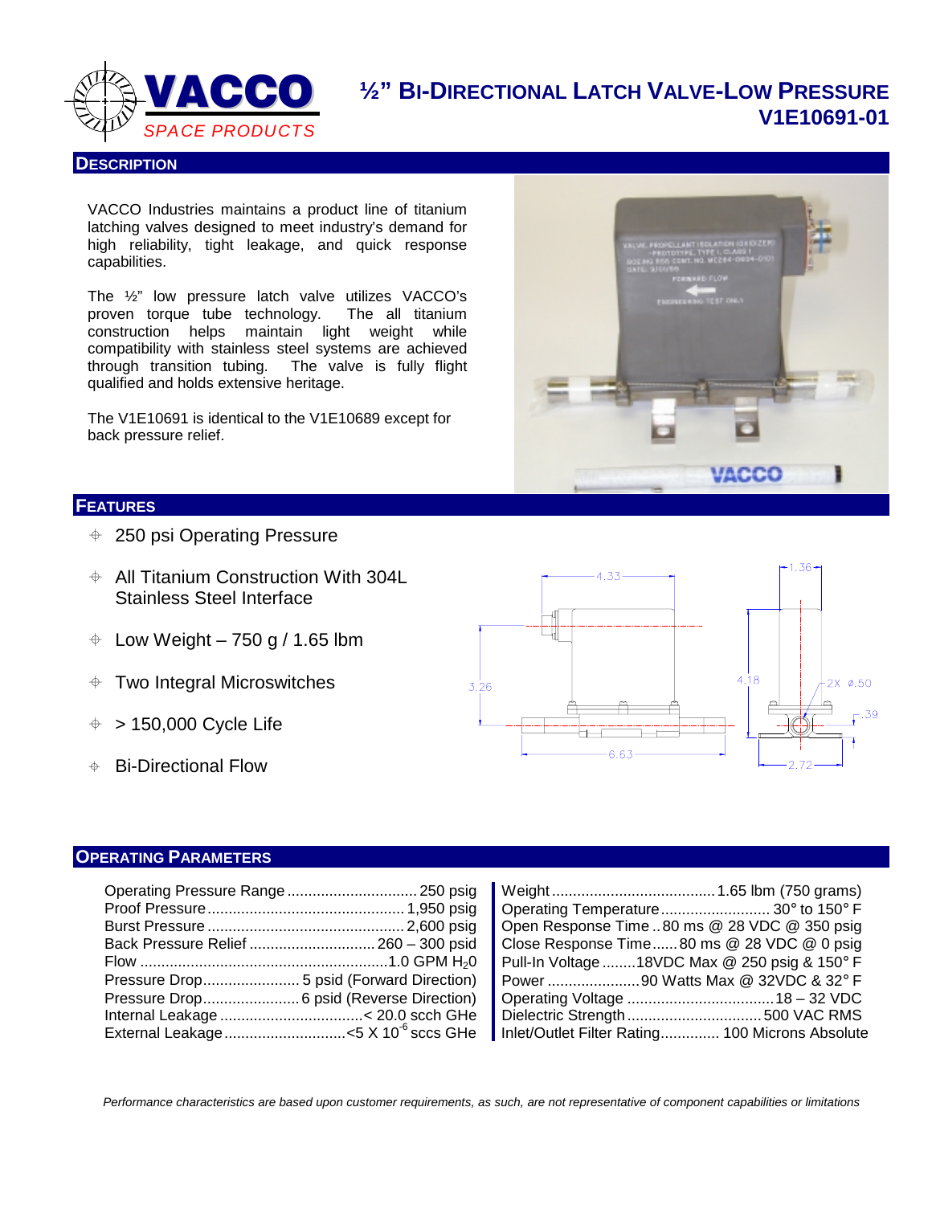# VACCO SPACE PRODUCTS

## ½" BI-DIRECTIONAL LATCH VALVE-LOW PRESSURE
## V1E10691-01

## DESCRIPTION

VACCO Industries maintains a product line of titanium latching valves designed to meet industry's demand for high reliability, tight leakage, and quick response capabilities.

The ½" low pressure latch valve utilizes VACCO's proven torque tube technology. The all titanium construction helps maintain light weight while compatibility with stainless steel systems are achieved through transition tubing. The valve is fully flight qualified and holds extensive heritage.

The V1E10691 is identical to the V1E10689 except for back pressure relief.

## FEATURES

- 250 psi Operating Pressure
- All Titanium Construction With 304L Stainless Steel Interface
- Low Weight – 750 g / 1.65 lbm
- Two Integral Microswitches
- > 150,000 Cycle Life
- Bi-Directional Flow

## OPERATING PARAMETERS

| Parameter | Value |
| --- | --- |
| Operating Pressure Range | 250 psig |
| Proof Pressure | 1,950 psig |
| Burst Pressure | 2,600 psig |
| Back Pressure Relief | 260 – 300 psid |
| Flow | 1.0 GPM $H_2O$ |
| Pressure Drop | 5 psid (Forward Direction) |
| Pressure Drop | 6 psid (Reverse Direction) |
| Internal Leakage | < 20.0 scch GHe |
| External Leakage | <5 X $10^{-6}$ sccs GHe |

| Parameter | Value |
| --- | --- |
| Weight | 1.65 lbm (750 grams) |
| Operating Temperature | 30° to 150° F |
| Open Response Time | 80 ms @ 28 VDC @ 350 psig |
| Close Response Time | 80 ms @ 28 VDC @ 0 psig |
| Pull-In Voltage | 18VDC Max @ 250 psig & 150° F |
| Power | 90 Watts Max @ 32VDC & 32° F |
| Operating Voltage | 18 – 32 VDC |
| Dielectric Strength | 500 VAC RMS |
| Inlet/Outlet Filter Rating | 100 Microns Absolute |

*Performance characteristics are based upon customer requirements, as such, are not representative of component capabilities or limitations*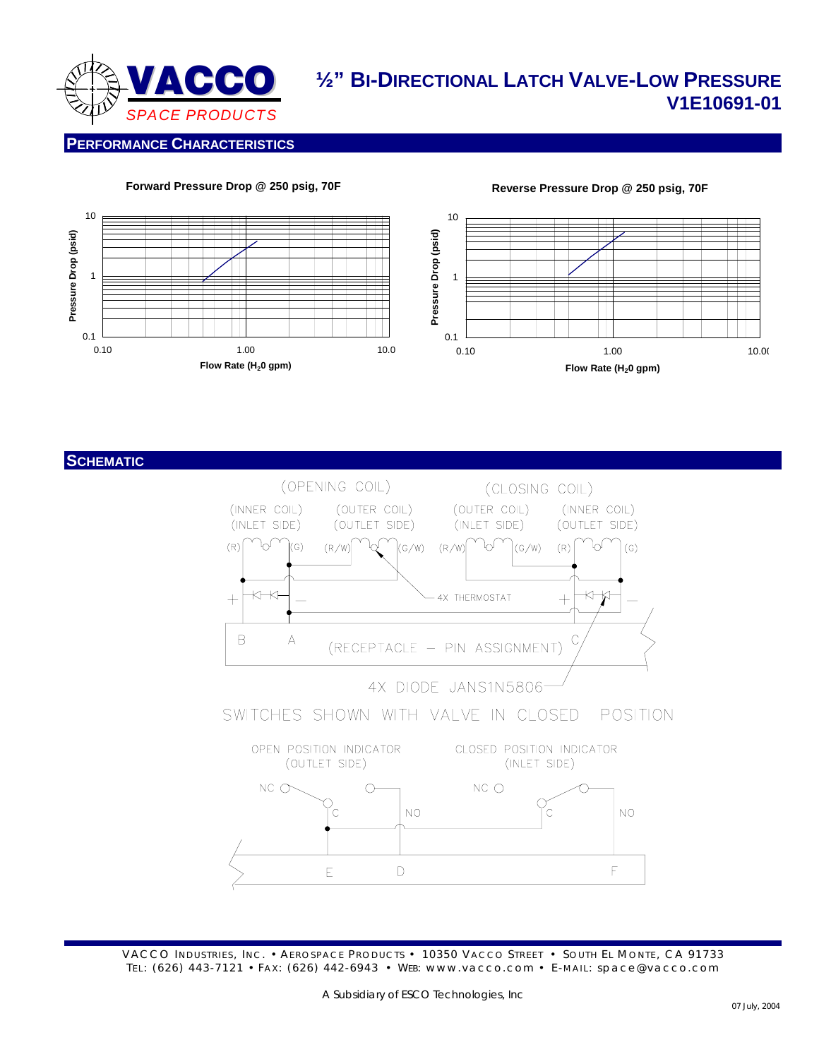# VACCO *SPACE PRODUCTS*

# ½" Bi-Directional Latch Valve-Low Pressure V1E10691-01

## Performance Characteristics

**Forward Pressure Drop @ 250 psig, 70F**

Pressure Drop (psid): 0.1, 1, 10

Flow Rate ($H_2O$ gpm): 0.10, 1.00, 10.0

**Reverse Pressure Drop @ 250 psig, 70F**

Pressure Drop (psid): 0.1, 1, 10

Flow Rate ($H_2O$ gpm): 0.10, 1.00, 10.00

## Schematic

(OPENING COIL) — (INNER COIL) (INLET SIDE) (R) (G); (OUTER COIL) (OUTLET SIDE) (R/W) (G/W)

(CLOSING COIL) — (OUTER COIL) (INLET SIDE) (R/W) (G/W); (INNER COIL) (OUTLET SIDE) (R) (G)

4X THERMOSTAT

B A (RECEPTACLE – PIN ASSIGNMENT) C

4X DIODE JANS1N5806

SWITCHES SHOWN WITH VALVE IN CLOSED POSITION

OPEN POSITION INDICATOR (OUTLET SIDE) — NC, C, NO

CLOSED POSITION INDICATOR (INLET SIDE) — NC, C, NO

E D F

VACCO Industries, Inc. • Aerospace Products • 10350 Vacco Street • South El Monte, CA 91733
Tel: (626) 443-7121 • Fax: (626) 442-6943 • Web: www.vacco.com • E-mail: space@vacco.com

A Subsidiary of ESCO Technologies, Inc

07 July, 2004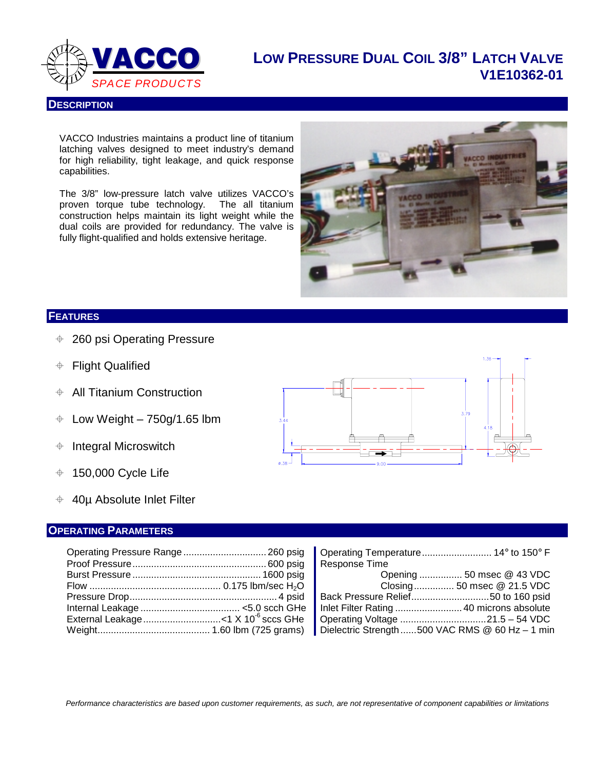# LOW PRESSURE DUAL COIL 3/8" LATCH VALVE V1E10362-01

VACCO SPACE PRODUCTS

## DESCRIPTION

VACCO Industries maintains a product line of titanium latching valves designed to meet industry's demand for high reliability, tight leakage, and quick response capabilities.

The 3/8" low-pressure latch valve utilizes VACCO's proven torque tube technology. The all titanium construction helps maintain its light weight while the dual coils are provided for redundancy. The valve is fully flight-qualified and holds extensive heritage.

## FEATURES

- 260 psi Operating Pressure
- Flight Qualified
- All Titanium Construction
- Low Weight – 750g/1.65 lbm
- Integral Microswitch
- 150,000 Cycle Life
- 40µ Absolute Inlet Filter

## OPERATING PARAMETERS

| Parameter | Value |
|---|---|
| Operating Pressure Range | 260 psig |
| Proof Pressure | 600 psig |
| Burst Pressure | 1600 psig |
| Flow | 0.175 lbm/sec $H_2O$ |
| Pressure Drop | 4 psid |
| Internal Leakage | <5.0 scch GHe |
| External Leakage | <1 X $10^{-6}$ sccs GHe |
| Weight | 1.60 lbm (725 grams) |
| Operating Temperature | 14° to 150° F |
| Response Time – Opening | 50 msec @ 43 VDC |
| Response Time – Closing | 50 msec @ 21.5 VDC |
| Back Pressure Relief | 50 to 160 psid |
| Inlet Filter Rating | 40 microns absolute |
| Operating Voltage | 21.5 – 54 VDC |
| Dielectric Strength | 500 VAC RMS @ 60 Hz – 1 min |

*Performance characteristics are based upon customer requirements, as such, are not representative of component capabilities or limitations*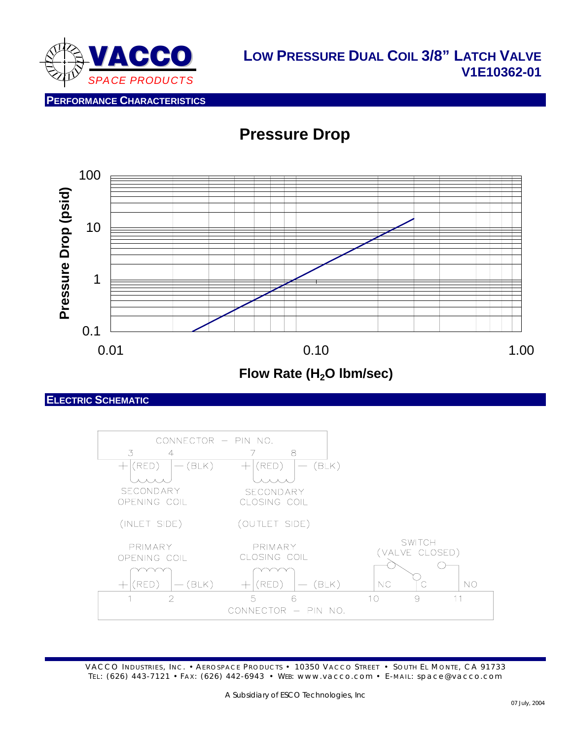# LOW PRESSURE DUAL COIL 3/8" LATCH VALVE V1E10362-01

## PERFORMANCE CHARACTERISTICS

### Pressure Drop

Pressure Drop (psid)

100

10

1

0.1

0.01 0.10 1.00

Flow Rate ($H_2O$ lbm/sec)

## ELECTRIC SCHEMATIC

CONNECTOR – PIN NO.

3 4 7 8

+ (RED) — (BLK) + (RED) — (BLK)

SECONDARY OPENING COIL (INLET SIDE)

SECONDARY CLOSING COIL (OUTLET SIDE)

PRIMARY OPENING COIL

PRIMARY CLOSING COIL

SWITCH (VALVE CLOSED)

+ (RED) — (BLK) + (RED) — (BLK) NC C NO

1 2 5 6 10 9 11

CONNECTOR – PIN NO.

VACCO INDUSTRIES, INC. • AEROSPACE PRODUCTS • 10350 VACCO STREET • SOUTH EL MONTE, CA 91733
TEL: (626) 443-7121 • FAX: (626) 442-6943 • WEB: www.vacco.com • E-MAIL: space@vacco.com

A Subsidiary of ESCO Technologies, Inc

07 July, 2004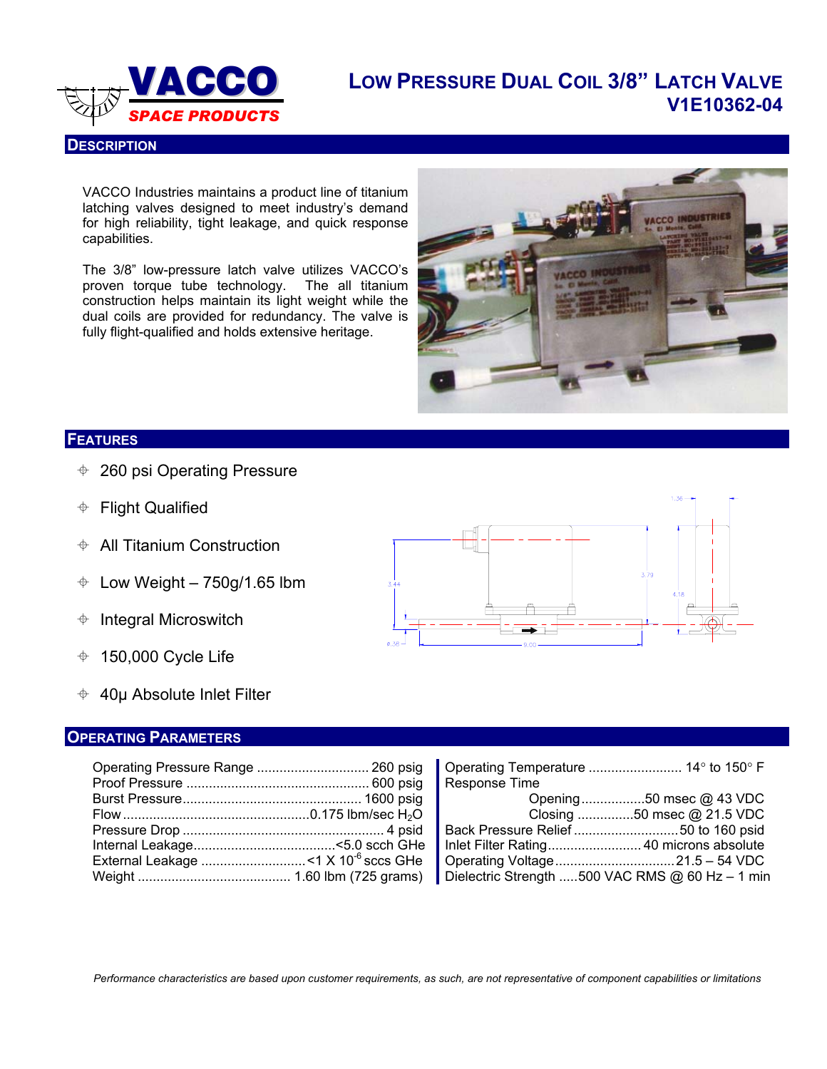# Low Pressure Dual Coil 3/8" Latch Valve
## V1E10362-04

VACCO SPACE PRODUCTS

## Description

VACCO Industries maintains a product line of titanium latching valves designed to meet industry's demand for high reliability, tight leakage, and quick response capabilities.

The 3/8" low-pressure latch valve utilizes VACCO's proven torque tube technology. The all titanium construction helps maintain its light weight while the dual coils are provided for redundancy. The valve is fully flight-qualified and holds extensive heritage.

## Features

- 260 psi Operating Pressure
- Flight Qualified
- All Titanium Construction
- Low Weight – 750g/1.65 lbm
- Integral Microswitch
- 150,000 Cycle Life
- 40μ Absolute Inlet Filter

## Operating Parameters

| Parameter | Value |
|---|---|
| Operating Pressure Range | 260 psig |
| Proof Pressure | 600 psig |
| Burst Pressure | 1600 psig |
| Flow | 0.175 lbm/sec $H_2O$ |
| Pressure Drop | 4 psid |
| Internal Leakage | <5.0 scch GHe |
| External Leakage | <1 X $10^{-6}$ sccs GHe |
| Weight | 1.60 lbm (725 grams) |
| Operating Temperature | 14° to 150° F |
| Response Time – Opening | 50 msec @ 43 VDC |
| Response Time – Closing | 50 msec @ 21.5 VDC |
| Back Pressure Relief | 50 to 160 psid |
| Inlet Filter Rating | 40 microns absolute |
| Operating Voltage | 21.5 – 54 VDC |
| Dielectric Strength | 500 VAC RMS @ 60 Hz – 1 min |

*Performance characteristics are based upon customer requirements, as such, are not representative of component capabilities or limitations*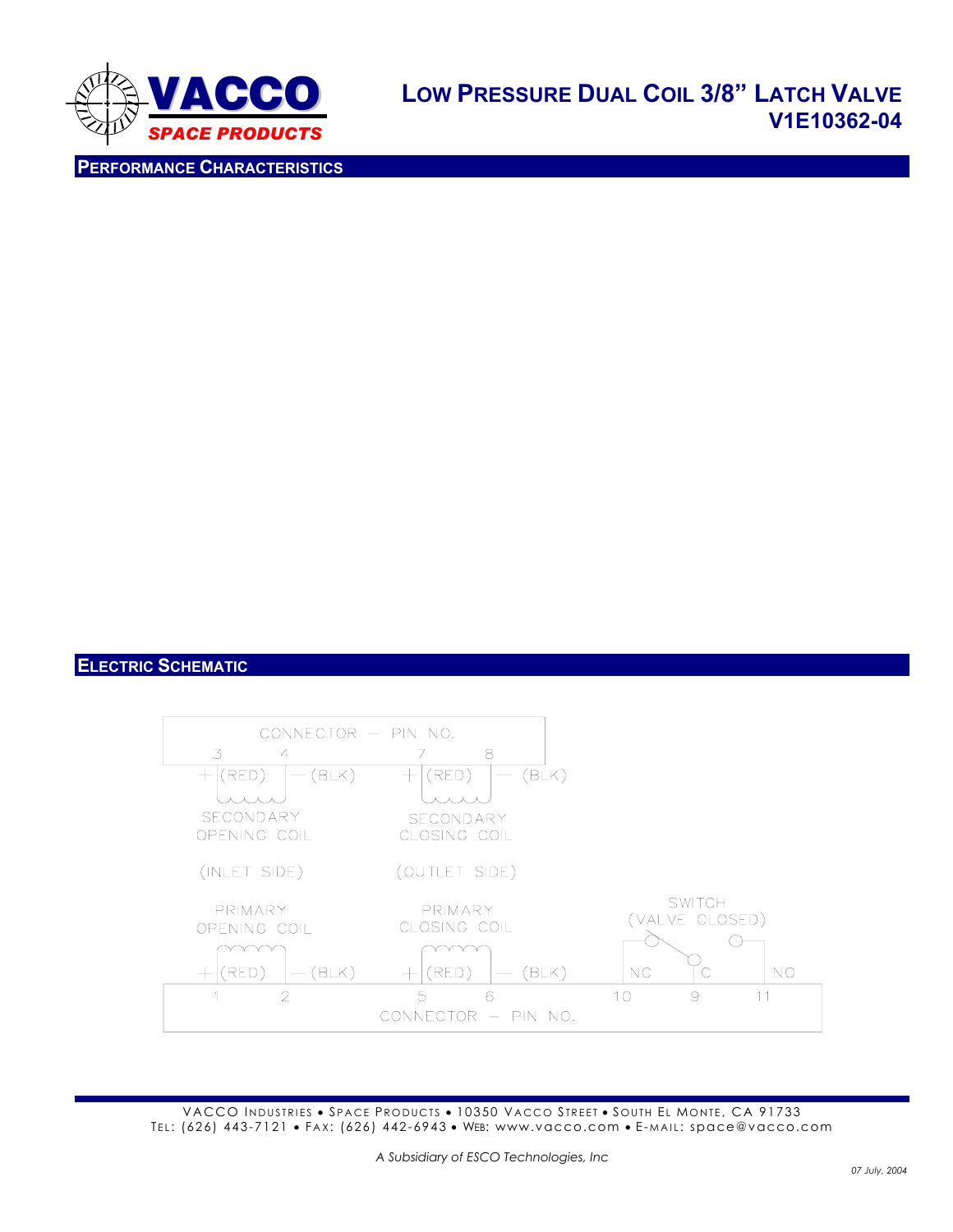# VACCO SPACE PRODUCTS

## LOW PRESSURE DUAL COIL 3/8" LATCH VALVE
## V1E10362-04

### PERFORMANCE CHARACTERISTICS

### ELECTRIC SCHEMATIC

CONNECTOR – PIN NO.

| Pin | Polarity | Wire | Coil |
|---|---|---|---|
| 3 | + | (RED) | SECONDARY OPENING COIL (INLET SIDE) |
| 4 | – | (BLK) | SECONDARY OPENING COIL (INLET SIDE) |
| 7 | + | (RED) | SECONDARY CLOSING COIL (OUTLET SIDE) |
| 8 | – | (BLK) | SECONDARY CLOSING COIL (OUTLET SIDE) |
| 1 | + | (RED) | PRIMARY OPENING COIL |
| 2 | – | (BLK) | PRIMARY OPENING COIL |
| 5 | + | (RED) | PRIMARY CLOSING COIL |
| 6 | – | (BLK) | PRIMARY CLOSING COIL |

SWITCH (VALVE CLOSED)

| Pin | Contact |
|---|---|
| 10 | NC |
| 9 | C |
| 11 | NO |

CONNECTOR – PIN NO.

VACCO INDUSTRIES • SPACE PRODUCTS • 10350 VACCO STREET • SOUTH EL MONTE, CA 91733
TEL: (626) 443-7121 • FAX: (626) 442-6943 • WEB: www.vacco.com • E-MAIL: space@vacco.com

*A Subsidiary of ESCO Technologies, Inc*

*07 July, 2004*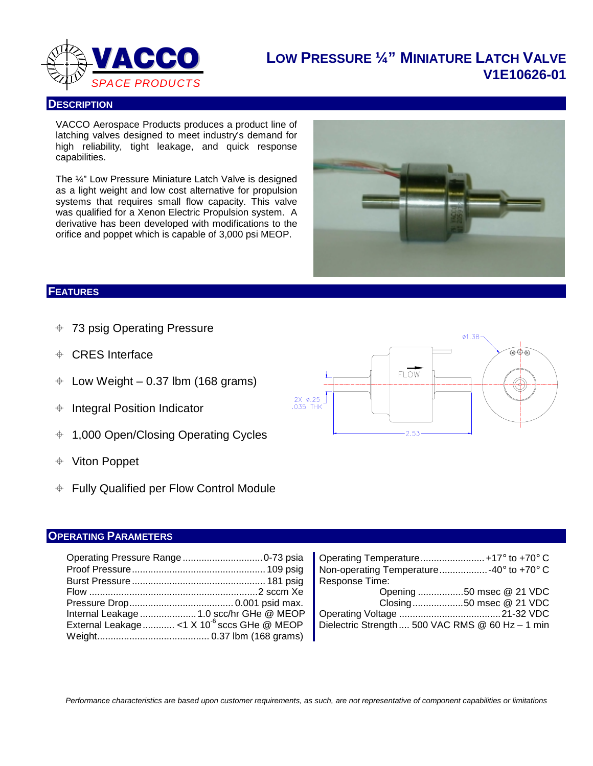VACCO SPACE PRODUCTS

# LOW PRESSURE ¼" MINIATURE LATCH VALVE
## V1E10626-01

## DESCRIPTION

VACCO Aerospace Products produces a product line of latching valves designed to meet industry's demand for high reliability, tight leakage, and quick response capabilities.

The ¼" Low Pressure Miniature Latch Valve is designed as a light weight and low cost alternative for propulsion systems that requires small flow capacity. This valve was qualified for a Xenon Electric Propulsion system. A derivative has been developed with modifications to the orifice and poppet which is capable of 3,000 psi MEOP.

## FEATURES

- 73 psig Operating Pressure
- CRES Interface
- Low Weight – 0.37 lbm (168 grams)
- Integral Position Indicator
- 1,000 Open/Closing Operating Cycles
- Viton Poppet
- Fully Qualified per Flow Control Module

## OPERATING PARAMETERS

| Parameter | Value |
|---|---|
| Operating Pressure Range | 0-73 psia |
| Proof Pressure | 109 psig |
| Burst Pressure | 181 psig |
| Flow | 2 sccm Xe |
| Pressure Drop | 0.001 psid max. |
| Internal Leakage | 1.0 scc/hr GHe @ MEOP |
| External Leakage | <1 X $10^{-6}$ sccs GHe @ MEOP |
| Weight | 0.37 lbm (168 grams) |

| Parameter | Value |
|---|---|
| Operating Temperature | +17° to +70° C |
| Non-operating Temperature | -40° to +70° C |
| Response Time: | |
| Opening | 50 msec @ 21 VDC |
| Closing | 50 msec @ 21 VDC |
| Operating Voltage | 21-32 VDC |
| Dielectric Strength | 500 VAC RMS @ 60 Hz – 1 min |

*Performance characteristics are based upon customer requirements, as such, are not representative of component capabilities or limitations*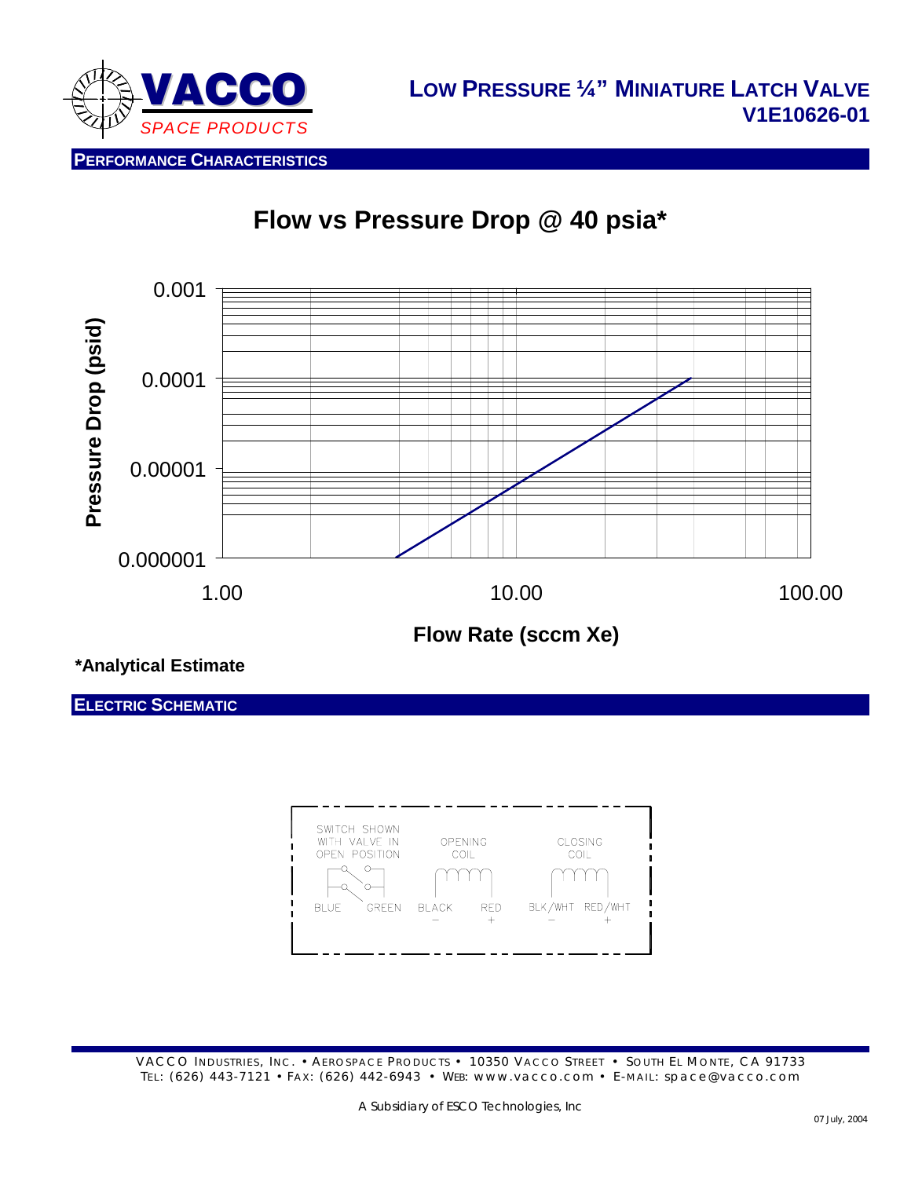# LOW PRESSURE ¼" MINIATURE LATCH VALVE
## V1E10626-01

### PERFORMANCE CHARACTERISTICS

**Flow vs Pressure Drop @ 40 psia***

Pressure Drop (psid)

0.001
0.0001
0.00001
0.000001

1.00 10.00 100.00

**Flow Rate (sccm Xe)**

***Analytical Estimate**

### ELECTRIC SCHEMATIC

SWITCH SHOWN WITH VALVE IN OPEN POSITION

OPENING COIL

CLOSING COIL

BLUE GREEN BLACK − RED + BLK/WHT − RED/WHT +

VACCO INDUSTRIES, INC. • AEROSPACE PRODUCTS • 10350 VACCO STREET • SOUTH EL MONTE, CA 91733
TEL: (626) 443-7121 • FAX: (626) 442-6943 • WEB: www.vacco.com • E-MAIL: space@vacco.com

A Subsidiary of ESCO Technologies, Inc

07 July, 2004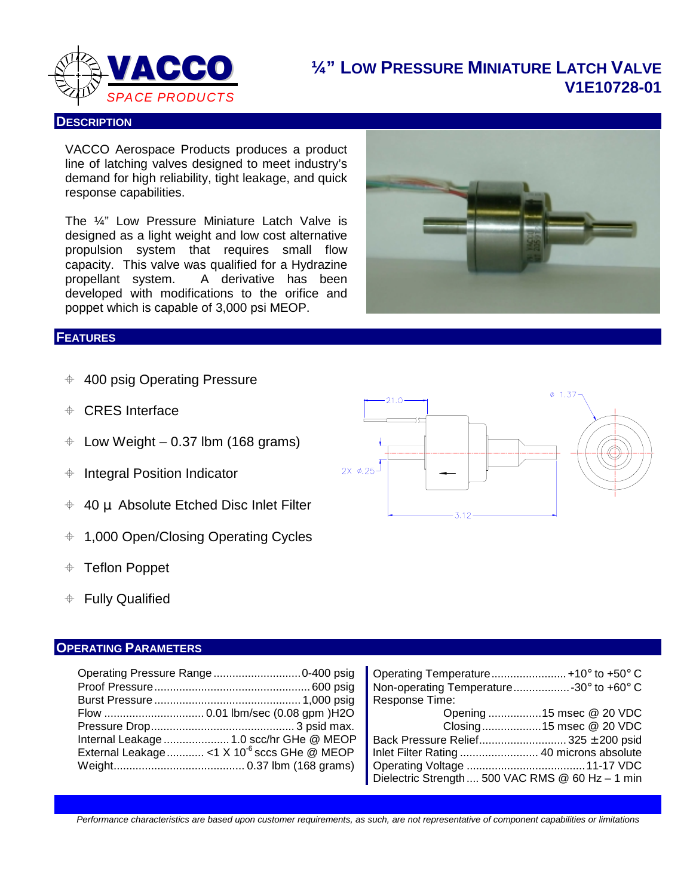# VACCO SPACE PRODUCTS

# ¼" Low Pressure Miniature Latch Valve V1E10728-01

## Description

VACCO Aerospace Products produces a product line of latching valves designed to meet industry's demand for high reliability, tight leakage, and quick response capabilities.

The ¼" Low Pressure Miniature Latch Valve is designed as a light weight and low cost alternative propulsion system that requires small flow capacity. This valve was qualified for a Hydrazine propellant system. A derivative has been developed with modifications to the orifice and poppet which is capable of 3,000 psi MEOP.

## Features

- 400 psig Operating Pressure
- CRES Interface
- Low Weight – 0.37 lbm (168 grams)
- Integral Position Indicator
- 40 µ Absolute Etched Disc Inlet Filter
- 1,000 Open/Closing Operating Cycles
- Teflon Poppet
- Fully Qualified

## Operating Parameters

| Parameter | Value |
|---|---|
| Operating Pressure Range | 0-400 psig |
| Proof Pressure | 600 psig |
| Burst Pressure | 1,000 psig |
| Flow | 0.01 lbm/sec (0.08 gpm )H2O |
| Pressure Drop | 3 psid max. |
| Internal Leakage | 1.0 scc/hr GHe @ MEOP |
| External Leakage | <1 X $10^{-6}$ sccs GHe @ MEOP |
| Weight | 0.37 lbm (168 grams) |
| Operating Temperature | +10° to +50° C |
| Non-operating Temperature | -30° to +60° C |
| Response Time: Opening | 15 msec @ 20 VDC |
| Response Time: Closing | 15 msec @ 20 VDC |
| Back Pressure Relief | 325 ±200 psid |
| Inlet Filter Rating | 40 microns absolute |
| Operating Voltage | 11-17 VDC |
| Dielectric Strength | 500 VAC RMS @ 60 Hz – 1 min |

*Performance characteristics are based upon customer requirements, as such, are not representative of component capabilities or limitations*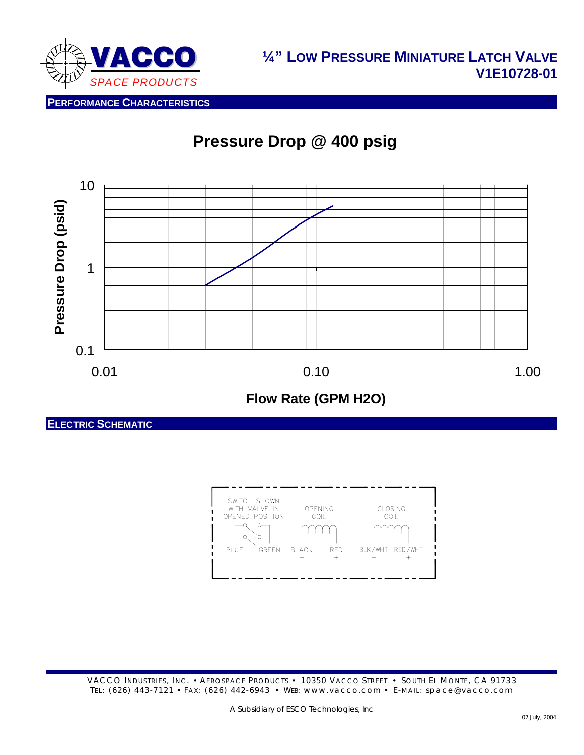VACCO
*SPACE PRODUCTS*

# ¼" LOW PRESSURE MINIATURE LATCH VALVE
# V1E10728-01

## PERFORMANCE CHARACTERISTICS

### Pressure Drop @ 400 psig

Pressure Drop (psid)

10

1

0.1

0.01

0.10

1.00

Flow Rate (GPM H2O)

## ELECTRIC SCHEMATIC

SWITCH SHOWN WITH VALVE IN OPENED POSITION

OPENING COIL

CLOSING COIL

BLUE GREEN BLACK RED BLK/WHT RED/WHT

− + − +

VACCO INDUSTRIES, INC. • AEROSPACE PRODUCTS • 10350 VACCO STREET • SOUTH EL MONTE, CA 91733
TEL: (626) 443-7121 • FAX: (626) 442-6943 • WEB: www.vacco.com • E-MAIL: space@vacco.com

A Subsidiary of ESCO Technologies, Inc

07 July, 2004